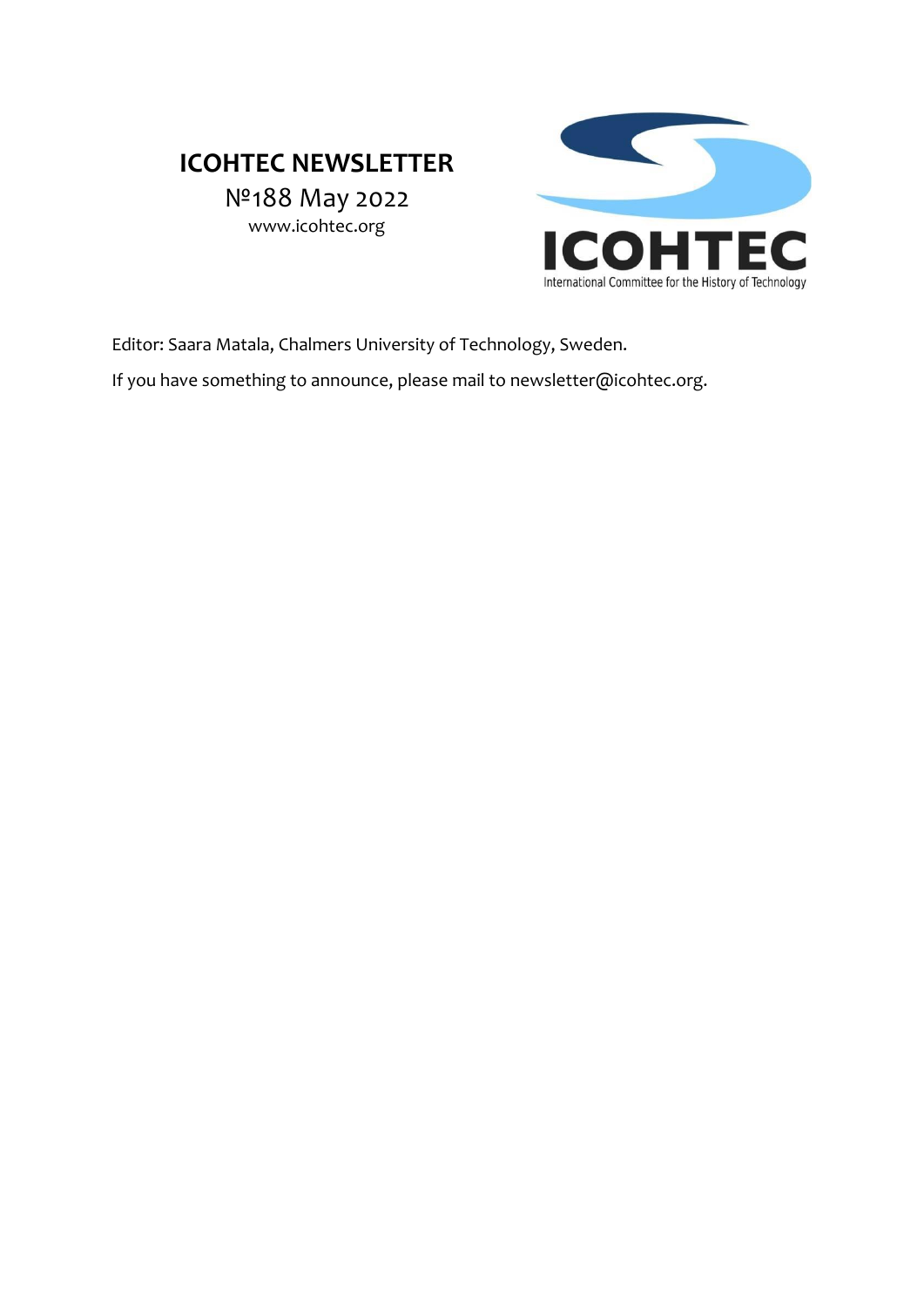# ICOHTEC NEWSLETTER

№188 May 2022

www.icohtec.org

ICOHTEC

International Committee for the History of Technology

Editor: Saara Matala, Chalmers University of Technology, Sweden.

If you have something to announce, please mail to newsletter@icohtec.org.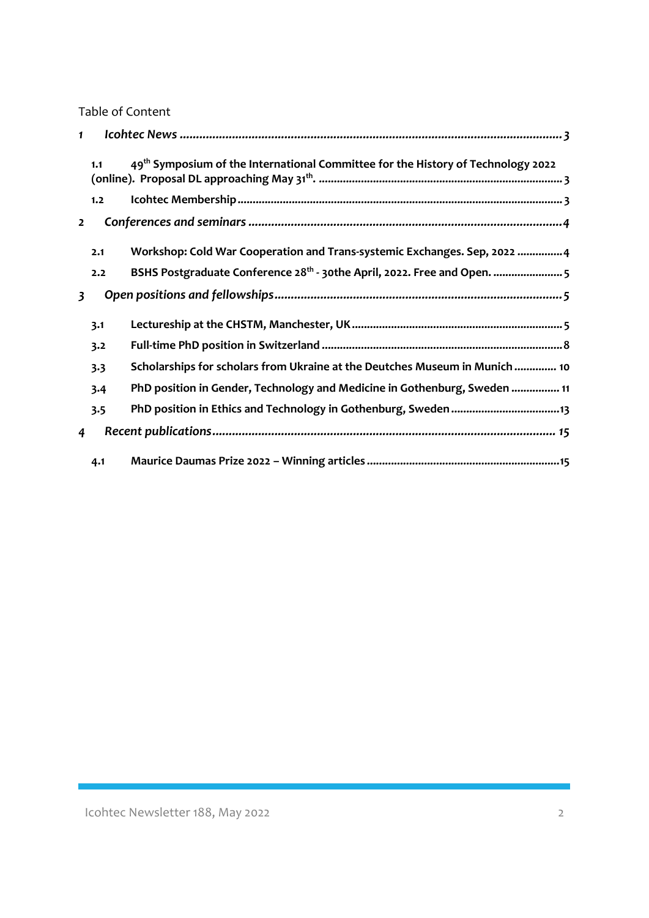Table of Content

*1 Icohtec News ..................................................................................................................3*

**1.1 49th Symposium of the International Committee for the History of Technology 2022 (online). Proposal DL approaching May 31th. .................................................................................3**

**1.2 Icohtec Membership.........................................................................................................3**

*2 Conferences and seminars ..............................................................................................4*

**2.1 Workshop: Cold War Cooperation and Trans-systemic Exchanges. Sep, 2022 ...............4**

**2.2 BSHS Postgraduate Conference 28th - 30the April, 2022. Free and Open. .......................5**

*3 Open positions and fellowships.......................................................................................5*

**3.1 Lectureship at the CHSTM, Manchester, UK.....................................................................5**

**3.2 Full-time PhD position in Switzerland ...............................................................................8**

**3.3 Scholarships for scholars from Ukraine at the Deutches Museum in Munich .............. 10**

**3.4 PhD position in Gender, Technology and Medicine in Gothenburg, Sweden ................ 11**

**3.5 PhD position in Ethics and Technology in Gothenburg, Sweden ....................................13**

*4 Recent publications....................................................................................................... 15*

**4.1 Maurice Daumas Prize 2022 – Winning articles ...............................................................15**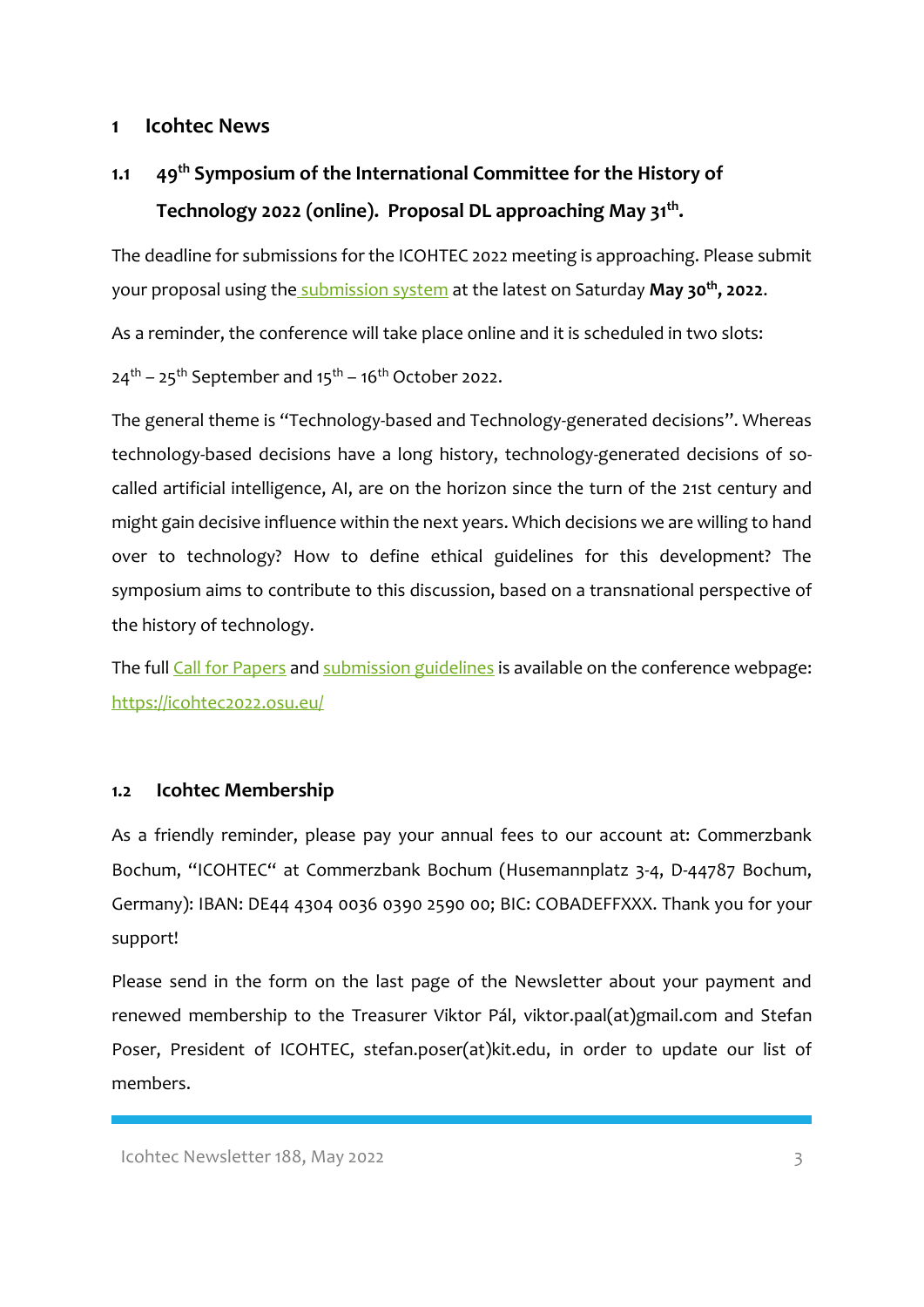# 1 Icohtec News

## 1.1 49th Symposium of the International Committee for the History of Technology 2022 (online). Proposal DL approaching May 31th.

The deadline for submissions for the ICOHTEC 2022 meeting is approaching. Please submit your proposal using the submission system at the latest on Saturday **May 30th, 2022**.

As a reminder, the conference will take place online and it is scheduled in two slots:

24th – 25th September and 15th – 16th October 2022.

The general theme is "Technology-based and Technology-generated decisions". Whereas technology-based decisions have a long history, technology-generated decisions of so-called artificial intelligence, AI, are on the horizon since the turn of the 21st century and might gain decisive influence within the next years. Which decisions we are willing to hand over to technology? How to define ethical guidelines for this development? The symposium aims to contribute to this discussion, based on a transnational perspective of the history of technology.

The full Call for Papers and submission guidelines is available on the conference webpage: https://icohtec2022.osu.eu/

## 1.2 Icohtec Membership

As a friendly reminder, please pay your annual fees to our account at: Commerzbank Bochum, "ICOHTEC" at Commerzbank Bochum (Husemannplatz 3-4, D-44787 Bochum, Germany): IBAN: DE44 4304 0036 0390 2590 00; BIC: COBADEFFXXX. Thank you for your support!

Please send in the form on the last page of the Newsletter about your payment and renewed membership to the Treasurer Viktor Pál, viktor.paal(at)gmail.com and Stefan Poser, President of ICOHTEC, stefan.poser(at)kit.edu, in order to update our list of members.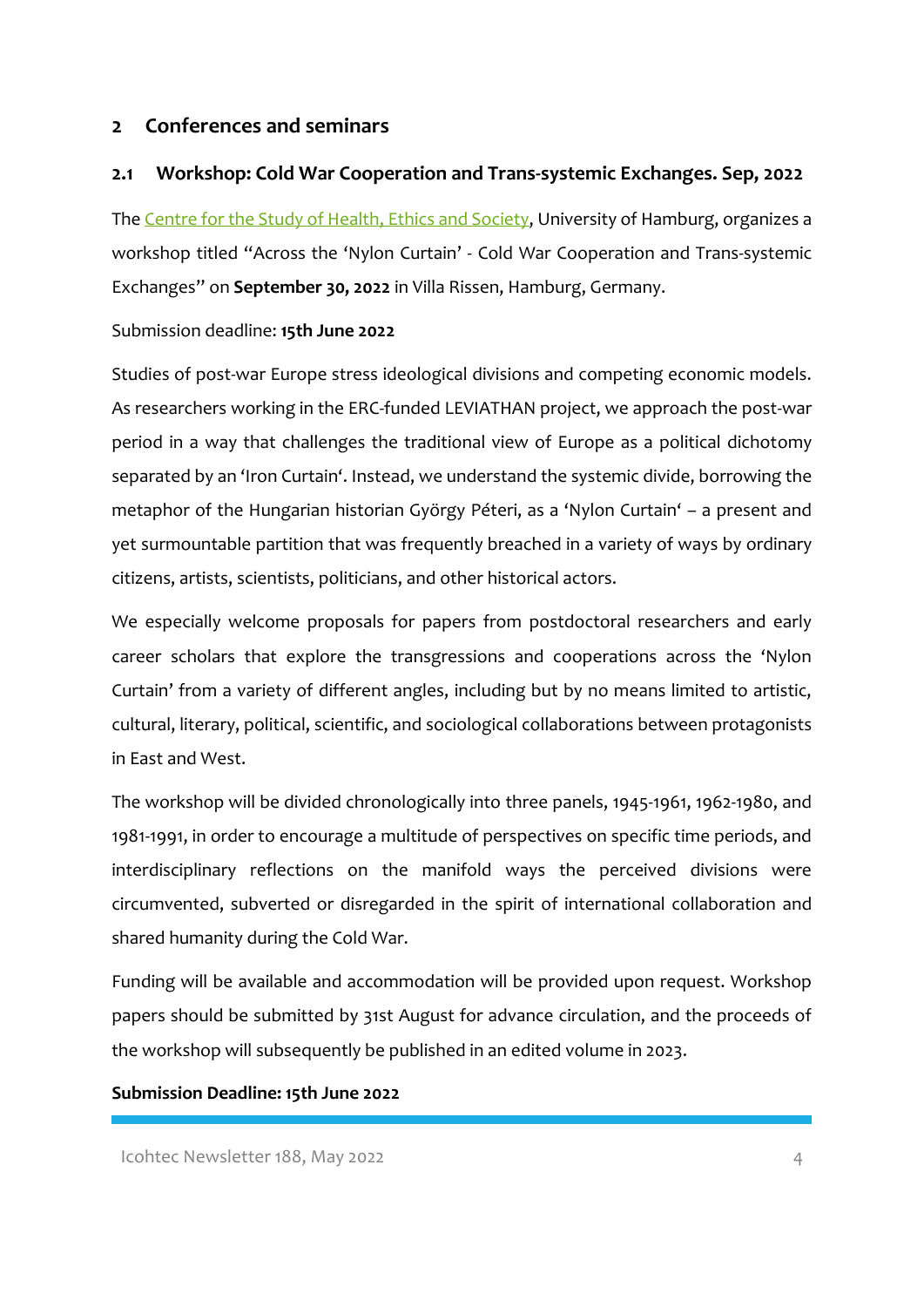## 2 Conferences and seminars

### 2.1 Workshop: Cold War Cooperation and Trans-systemic Exchanges. Sep, 2022

The [Centre for the Study of Health, Ethics and Society](), University of Hamburg, organizes a workshop titled "Across the 'Nylon Curtain' - Cold War Cooperation and Trans-systemic Exchanges" on **September 30, 2022** in Villa Rissen, Hamburg, Germany.

Submission deadline: **15th June 2022**

Studies of post-war Europe stress ideological divisions and competing economic models. As researchers working in the ERC-funded LEVIATHAN project, we approach the post-war period in a way that challenges the traditional view of Europe as a political dichotomy separated by an 'Iron Curtain'. Instead, we understand the systemic divide, borrowing the metaphor of the Hungarian historian György Péteri, as a 'Nylon Curtain' – a present and yet surmountable partition that was frequently breached in a variety of ways by ordinary citizens, artists, scientists, politicians, and other historical actors.

We especially welcome proposals for papers from postdoctoral researchers and early career scholars that explore the transgressions and cooperations across the 'Nylon Curtain' from a variety of different angles, including but by no means limited to artistic, cultural, literary, political, scientific, and sociological collaborations between protagonists in East and West.

The workshop will be divided chronologically into three panels, 1945-1961, 1962-1980, and 1981-1991, in order to encourage a multitude of perspectives on specific time periods, and interdisciplinary reflections on the manifold ways the perceived divisions were circumvented, subverted or disregarded in the spirit of international collaboration and shared humanity during the Cold War.

Funding will be available and accommodation will be provided upon request. Workshop papers should be submitted by 31st August for advance circulation, and the proceeds of the workshop will subsequently be published in an edited volume in 2023.

**Submission Deadline: 15th June 2022**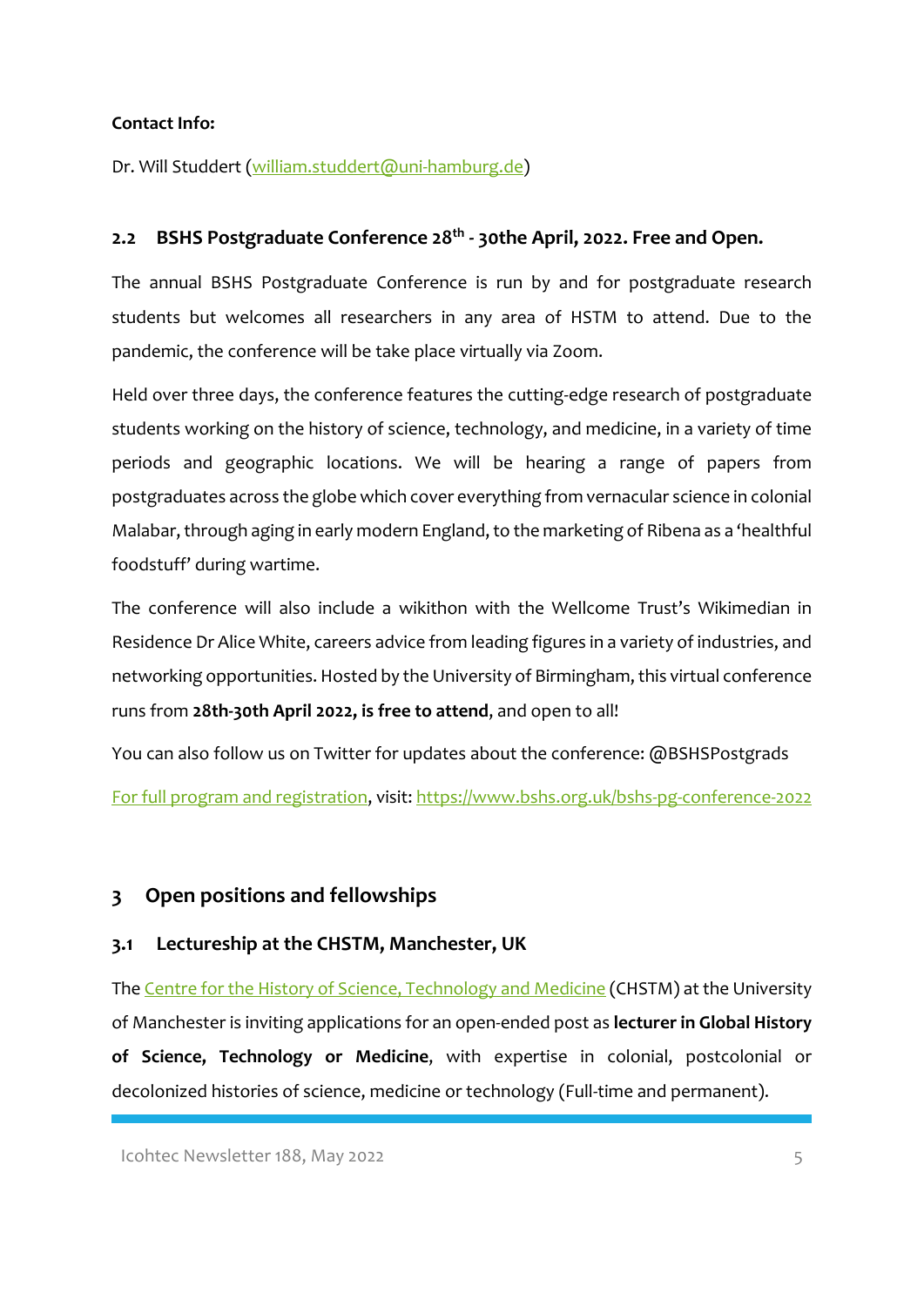**Contact Info:**

Dr. Will Studdert ([william.studdert@uni-hamburg.de](mailto:william.studdert@uni-hamburg.de))

### 2.2 BSHS Postgraduate Conference 28th - 30the April, 2022. Free and Open.

The annual BSHS Postgraduate Conference is run by and for postgraduate research students but welcomes all researchers in any area of HSTM to attend. Due to the pandemic, the conference will be take place virtually via Zoom.

Held over three days, the conference features the cutting-edge research of postgraduate students working on the history of science, technology, and medicine, in a variety of time periods and geographic locations. We will be hearing a range of papers from postgraduates across the globe which cover everything from vernacular science in colonial Malabar, through aging in early modern England, to the marketing of Ribena as a 'healthful foodstuff' during wartime.

The conference will also include a wikithon with the Wellcome Trust's Wikimedian in Residence Dr Alice White, careers advice from leading figures in a variety of industries, and networking opportunities. Hosted by the University of Birmingham, this virtual conference runs from **28th-30th April 2022, is free to attend**, and open to all!

You can also follow us on Twitter for updates about the conference: @BSHSPostgrads

For full program and registration, visit: [https://www.bshs.org.uk/bshs-pg-conference-2022](https://www.bshs.org.uk/bshs-pg-conference-2022)

## 3 Open positions and fellowships

### 3.1 Lectureship at the CHSTM, Manchester, UK

The Centre for the History of Science, Technology and Medicine (CHSTM) at the University of Manchester is inviting applications for an open-ended post as **lecturer in Global History of Science, Technology or Medicine**, with expertise in colonial, postcolonial or decolonized histories of science, medicine or technology (Full-time and permanent).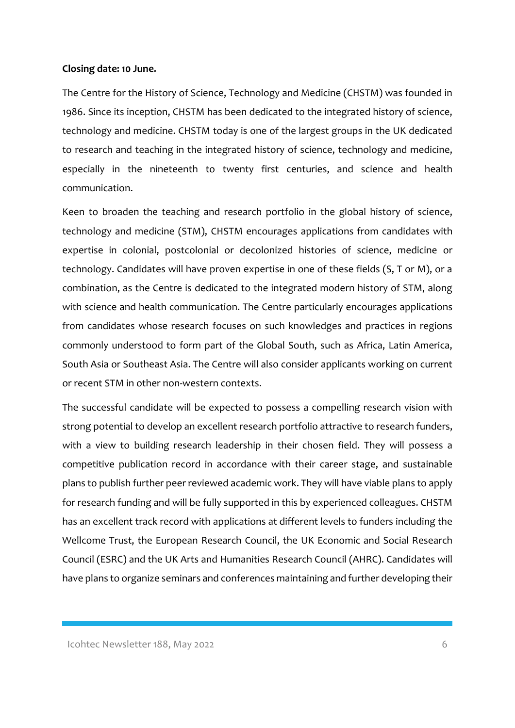**Closing date: 10 June.**

The Centre for the History of Science, Technology and Medicine (CHSTM) was founded in 1986. Since its inception, CHSTM has been dedicated to the integrated history of science, technology and medicine. CHSTM today is one of the largest groups in the UK dedicated to research and teaching in the integrated history of science, technology and medicine, especially in the nineteenth to twenty first centuries, and science and health communication.

Keen to broaden the teaching and research portfolio in the global history of science, technology and medicine (STM), CHSTM encourages applications from candidates with expertise in colonial, postcolonial or decolonized histories of science, medicine or technology. Candidates will have proven expertise in one of these fields (S, T or M), or a combination, as the Centre is dedicated to the integrated modern history of STM, along with science and health communication. The Centre particularly encourages applications from candidates whose research focuses on such knowledges and practices in regions commonly understood to form part of the Global South, such as Africa, Latin America, South Asia or Southeast Asia. The Centre will also consider applicants working on current or recent STM in other non-western contexts.

The successful candidate will be expected to possess a compelling research vision with strong potential to develop an excellent research portfolio attractive to research funders, with a view to building research leadership in their chosen field. They will possess a competitive publication record in accordance with their career stage, and sustainable plans to publish further peer reviewed academic work. They will have viable plans to apply for research funding and will be fully supported in this by experienced colleagues. CHSTM has an excellent track record with applications at different levels to funders including the Wellcome Trust, the European Research Council, the UK Economic and Social Research Council (ESRC) and the UK Arts and Humanities Research Council (AHRC). Candidates will have plans to organize seminars and conferences maintaining and further developing their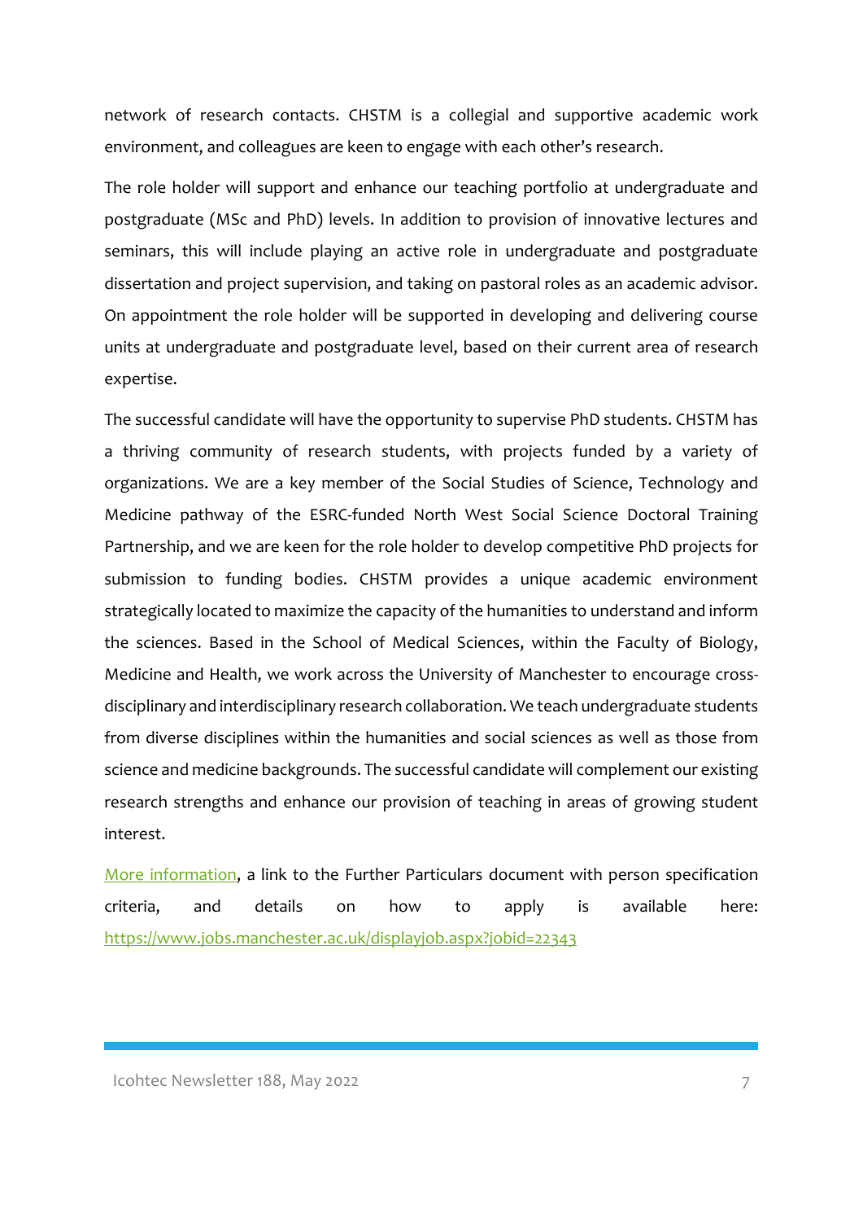network of research contacts. CHSTM is a collegial and supportive academic work environment, and colleagues are keen to engage with each other's research.

The role holder will support and enhance our teaching portfolio at undergraduate and postgraduate (MSc and PhD) levels. In addition to provision of innovative lectures and seminars, this will include playing an active role in undergraduate and postgraduate dissertation and project supervision, and taking on pastoral roles as an academic advisor. On appointment the role holder will be supported in developing and delivering course units at undergraduate and postgraduate level, based on their current area of research expertise.

The successful candidate will have the opportunity to supervise PhD students. CHSTM has a thriving community of research students, with projects funded by a variety of organizations. We are a key member of the Social Studies of Science, Technology and Medicine pathway of the ESRC-funded North West Social Science Doctoral Training Partnership, and we are keen for the role holder to develop competitive PhD projects for submission to funding bodies. CHSTM provides a unique academic environment strategically located to maximize the capacity of the humanities to understand and inform the sciences. Based in the School of Medical Sciences, within the Faculty of Biology, Medicine and Health, we work across the University of Manchester to encourage cross-disciplinary and interdisciplinary research collaboration. We teach undergraduate students from diverse disciplines within the humanities and social sciences as well as those from science and medicine backgrounds. The successful candidate will complement our existing research strengths and enhance our provision of teaching in areas of growing student interest.

[More information](https://www.jobs.manchester.ac.uk/displayjob.aspx?jobid=22343), a link to the Further Particulars document with person specification criteria, and details on how to apply is available here: https://www.jobs.manchester.ac.uk/displayjob.aspx?jobid=22343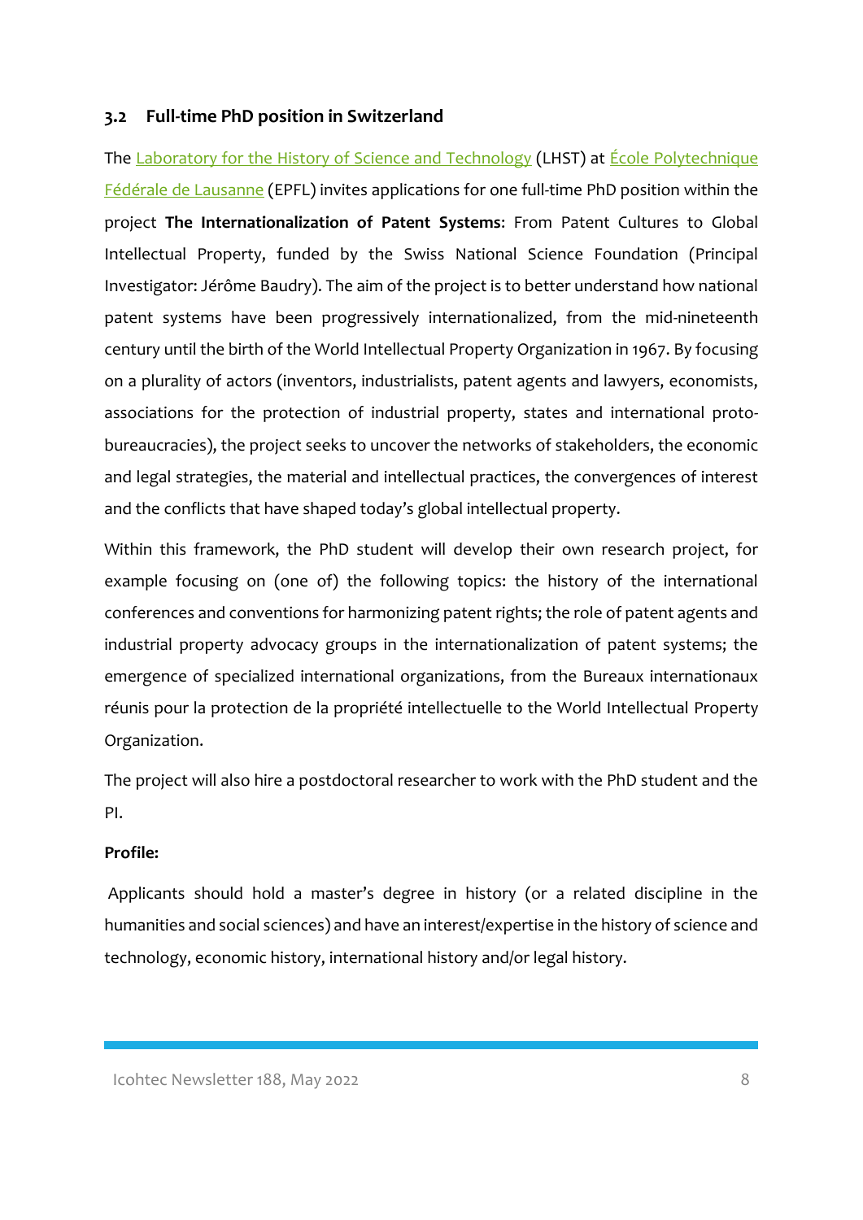### 3.2 Full-time PhD position in Switzerland

The Laboratory for the History of Science and Technology (LHST) at École Polytechnique Fédérale de Lausanne (EPFL) invites applications for one full-time PhD position within the project **The Internationalization of Patent Systems**: From Patent Cultures to Global Intellectual Property, funded by the Swiss National Science Foundation (Principal Investigator: Jérôme Baudry). The aim of the project is to better understand how national patent systems have been progressively internationalized, from the mid-nineteenth century until the birth of the World Intellectual Property Organization in 1967. By focusing on a plurality of actors (inventors, industrialists, patent agents and lawyers, economists, associations for the protection of industrial property, states and international proto-bureaucracies), the project seeks to uncover the networks of stakeholders, the economic and legal strategies, the material and intellectual practices, the convergences of interest and the conflicts that have shaped today's global intellectual property.

Within this framework, the PhD student will develop their own research project, for example focusing on (one of) the following topics: the history of the international conferences and conventions for harmonizing patent rights; the role of patent agents and industrial property advocacy groups in the internationalization of patent systems; the emergence of specialized international organizations, from the Bureaux internationaux réunis pour la protection de la propriété intellectuelle to the World Intellectual Property Organization.

The project will also hire a postdoctoral researcher to work with the PhD student and the PI.

**Profile:**

Applicants should hold a master's degree in history (or a related discipline in the humanities and social sciences) and have an interest/expertise in the history of science and technology, economic history, international history and/or legal history.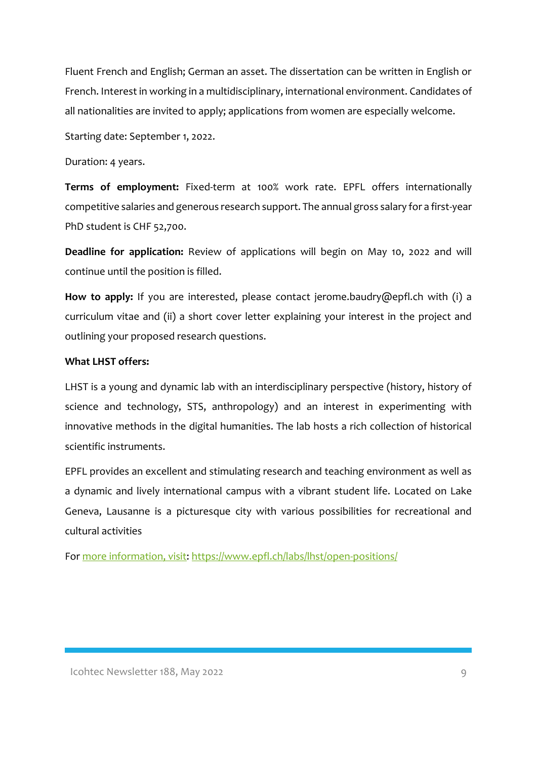Fluent French and English; German an asset. The dissertation can be written in English or French. Interest in working in a multidisciplinary, international environment. Candidates of all nationalities are invited to apply; applications from women are especially welcome.

Starting date: September 1, 2022.

Duration: 4 years.

**Terms of employment:** Fixed-term at 100% work rate. EPFL offers internationally competitive salaries and generous research support. The annual gross salary for a first-year PhD student is CHF 52,700.

**Deadline for application:** Review of applications will begin on May 10, 2022 and will continue until the position is filled.

**How to apply:** If you are interested, please contact jerome.baudry@epfl.ch with (i) a curriculum vitae and (ii) a short cover letter explaining your interest in the project and outlining your proposed research questions.

**What LHST offers:**

LHST is a young and dynamic lab with an interdisciplinary perspective (history, history of science and technology, STS, anthropology) and an interest in experimenting with innovative methods in the digital humanities. The lab hosts a rich collection of historical scientific instruments.

EPFL provides an excellent and stimulating research and teaching environment as well as a dynamic and lively international campus with a vibrant student life. Located on Lake Geneva, Lausanne is a picturesque city with various possibilities for recreational and cultural activities

For [more information, visit](https://www.epfl.ch/labs/lhst/open-positions/): [https://www.epfl.ch/labs/lhst/open-positions/](https://www.epfl.ch/labs/lhst/open-positions/)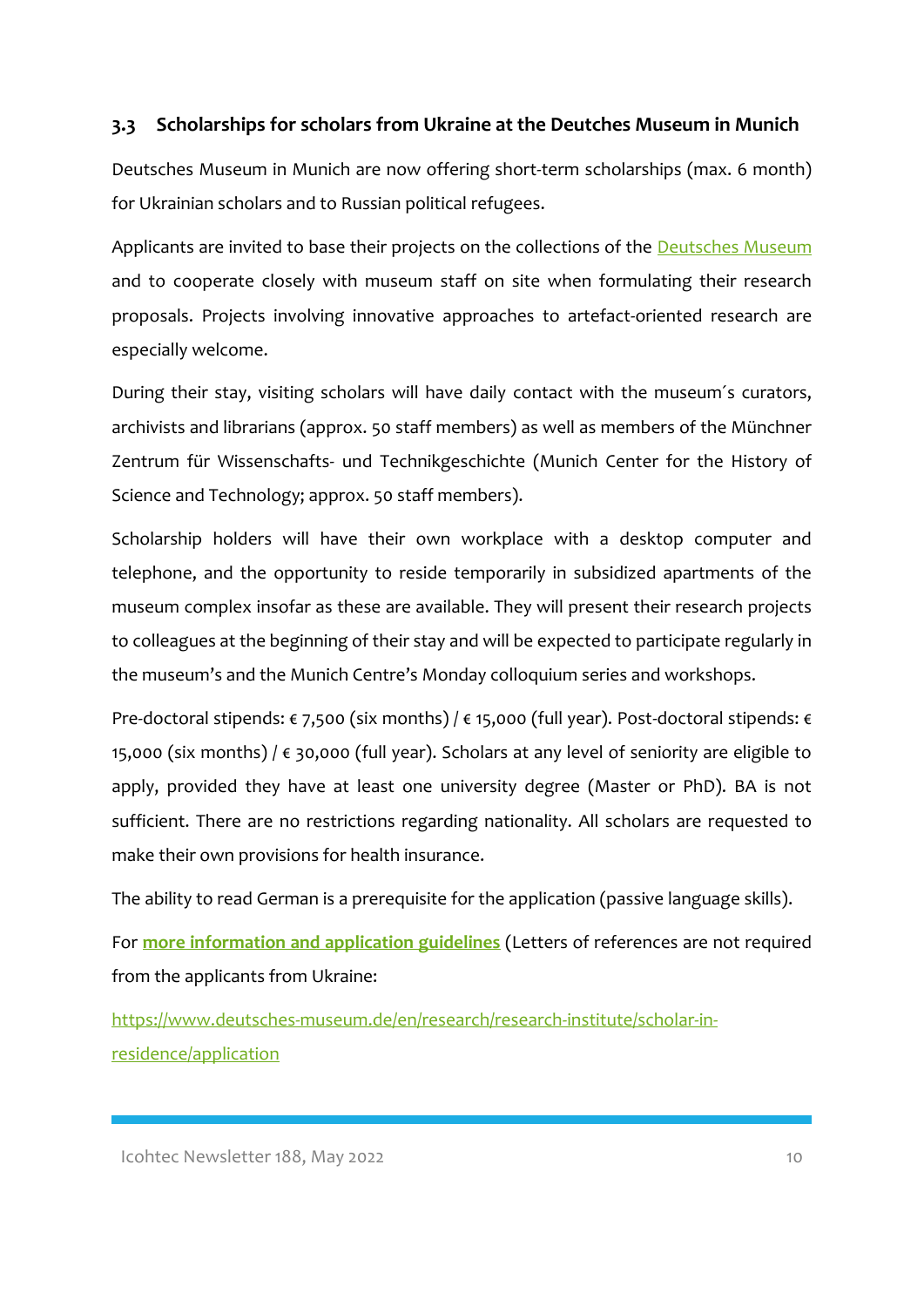### 3.3 Scholarships for scholars from Ukraine at the Deutches Museum in Munich

Deutsches Museum in Munich are now offering short-term scholarships (max. 6 month) for Ukrainian scholars and to Russian political refugees.

Applicants are invited to base their projects on the collections of the Deutsches Museum and to cooperate closely with museum staff on site when formulating their research proposals. Projects involving innovative approaches to artefact-oriented research are especially welcome.

During their stay, visiting scholars will have daily contact with the museum´s curators, archivists and librarians (approx. 50 staff members) as well as members of the Münchner Zentrum für Wissenschafts- und Technikgeschichte (Munich Center for the History of Science and Technology; approx. 50 staff members).

Scholarship holders will have their own workplace with a desktop computer and telephone, and the opportunity to reside temporarily in subsidized apartments of the museum complex insofar as these are available. They will present their research projects to colleagues at the beginning of their stay and will be expected to participate regularly in the museum's and the Munich Centre's Monday colloquium series and workshops.

Pre-doctoral stipends: € 7,500 (six months) / € 15,000 (full year). Post-doctoral stipends: € 15,000 (six months) / € 30,000 (full year). Scholars at any level of seniority are eligible to apply, provided they have at least one university degree (Master or PhD). BA is not sufficient. There are no restrictions regarding nationality. All scholars are requested to make their own provisions for health insurance.

The ability to read German is a prerequisite for the application (passive language skills).

For **more information and application guidelines** (Letters of references are not required from the applicants from Ukraine:

https://www.deutsches-museum.de/en/research/research-institute/scholar-in-residence/application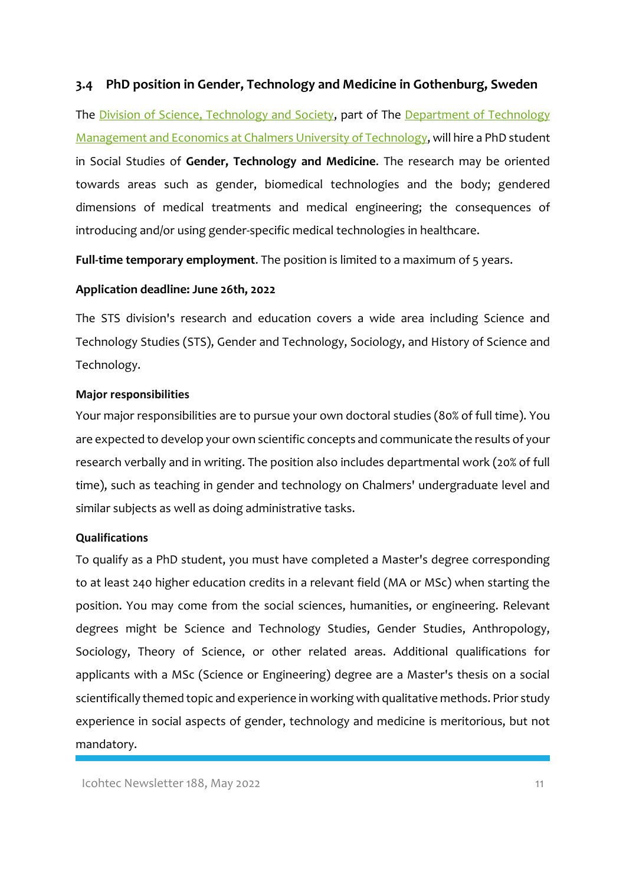### 3.4 PhD position in Gender, Technology and Medicine in Gothenburg, Sweden

The Division of Science, Technology and Society, part of The Department of Technology Management and Economics at Chalmers University of Technology, will hire a PhD student in Social Studies of **Gender, Technology and Medicine**. The research may be oriented towards areas such as gender, biomedical technologies and the body; gendered dimensions of medical treatments and medical engineering; the consequences of introducing and/or using gender-specific medical technologies in healthcare.

**Full-time temporary employment**. The position is limited to a maximum of 5 years.

**Application deadline: June 26th, 2022**

The STS division's research and education covers a wide area including Science and Technology Studies (STS), Gender and Technology, Sociology, and History of Science and Technology.

**Major responsibilities**

Your major responsibilities are to pursue your own doctoral studies (80% of full time). You are expected to develop your own scientific concepts and communicate the results of your research verbally and in writing. The position also includes departmental work (20% of full time), such as teaching in gender and technology on Chalmers' undergraduate level and similar subjects as well as doing administrative tasks.

**Qualifications**

To qualify as a PhD student, you must have completed a Master's degree corresponding to at least 240 higher education credits in a relevant field (MA or MSc) when starting the position. You may come from the social sciences, humanities, or engineering. Relevant degrees might be Science and Technology Studies, Gender Studies, Anthropology, Sociology, Theory of Science, or other related areas. Additional qualifications for applicants with a MSc (Science or Engineering) degree are a Master's thesis on a social scientifically themed topic and experience in working with qualitative methods. Prior study experience in social aspects of gender, technology and medicine is meritorious, but not mandatory.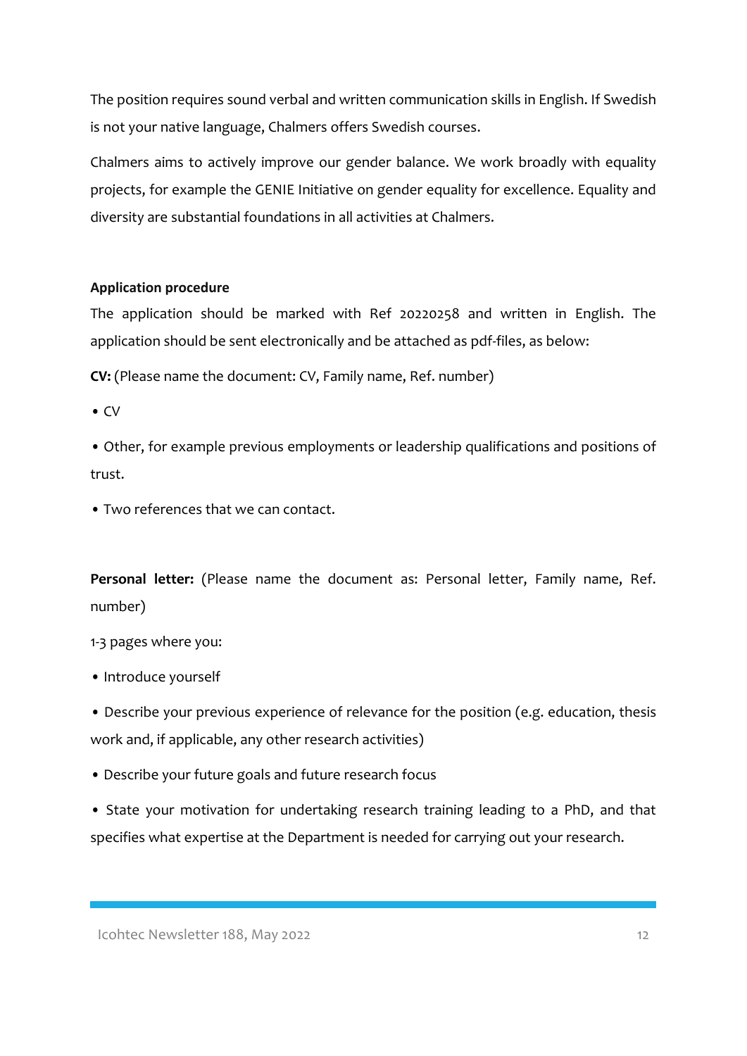The position requires sound verbal and written communication skills in English. If Swedish is not your native language, Chalmers offers Swedish courses.

Chalmers aims to actively improve our gender balance. We work broadly with equality projects, for example the GENIE Initiative on gender equality for excellence. Equality and diversity are substantial foundations in all activities at Chalmers.

**Application procedure**

The application should be marked with Ref 20220258 and written in English. The application should be sent electronically and be attached as pdf-files, as below:

**CV:** (Please name the document: CV, Family name, Ref. number)

- CV
- Other, for example previous employments or leadership qualifications and positions of trust.
- Two references that we can contact.

**Personal letter:** (Please name the document as: Personal letter, Family name, Ref. number)

1-3 pages where you:

- Introduce yourself
- Describe your previous experience of relevance for the position (e.g. education, thesis work and, if applicable, any other research activities)
- Describe your future goals and future research focus
- State your motivation for undertaking research training leading to a PhD, and that specifies what expertise at the Department is needed for carrying out your research.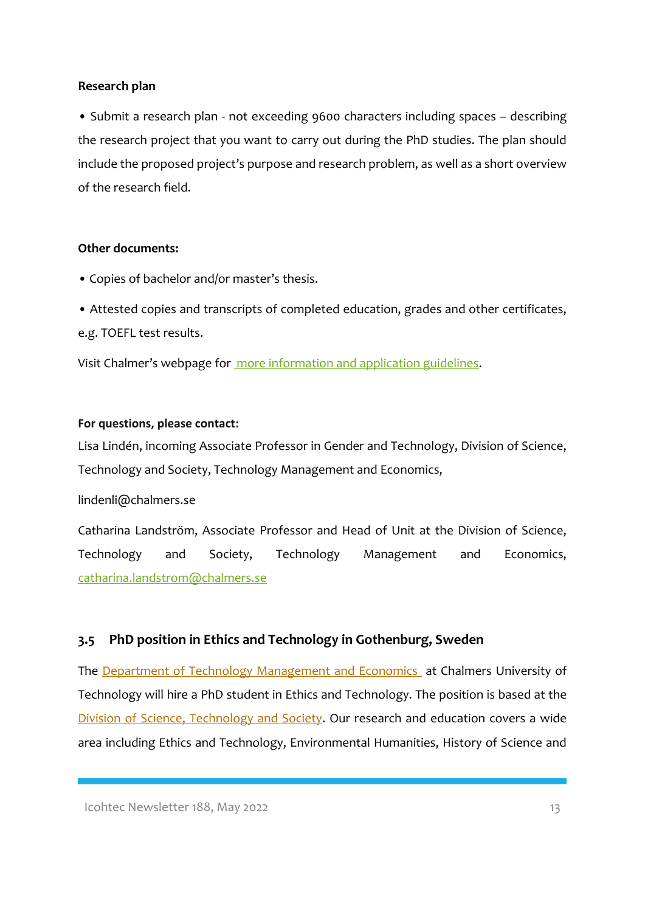**Research plan**

• Submit a research plan - not exceeding 9600 characters including spaces – describing the research project that you want to carry out during the PhD studies. The plan should include the proposed project's purpose and research problem, as well as a short overview of the research field.

**Other documents:**

• Copies of bachelor and/or master's thesis.

• Attested copies and transcripts of completed education, grades and other certificates, e.g. TOEFL test results.

Visit Chalmer's webpage for [more information and application guidelines](#).

**For questions, please contact:**

Lisa Lindén, incoming Associate Professor in Gender and Technology, Division of Science, Technology and Society, Technology Management and Economics,

lindenli@chalmers.se

Catharina Landström, Associate Professor and Head of Unit at the Division of Science, Technology and Society, Technology Management and Economics, [catharina.landstrom@chalmers.se](mailto:catharina.landstrom@chalmers.se)

## 3.5 PhD position in Ethics and Technology in Gothenburg, Sweden

The [Department of Technology Management and Economics](#) at Chalmers University of Technology will hire a PhD student in Ethics and Technology. The position is based at the [Division of Science, Technology and Society](#). Our research and education covers a wide area including Ethics and Technology, Environmental Humanities, History of Science and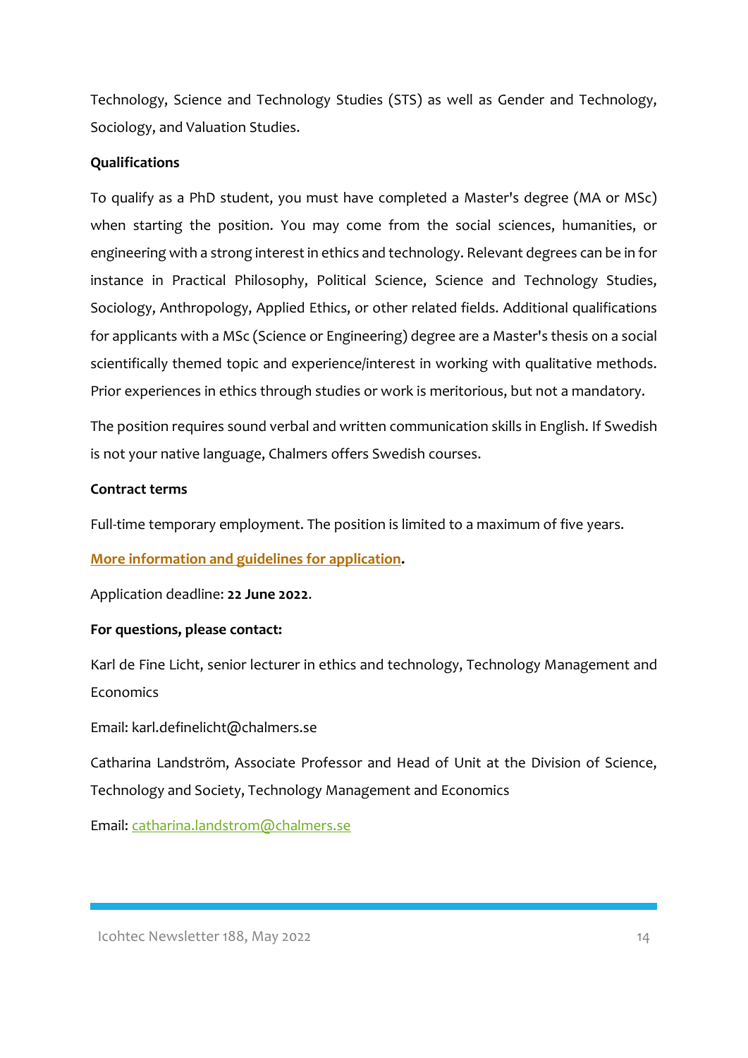Technology, Science and Technology Studies (STS) as well as Gender and Technology, Sociology, and Valuation Studies.

**Qualifications**

To qualify as a PhD student, you must have completed a Master's degree (MA or MSc) when starting the position. You may come from the social sciences, humanities, or engineering with a strong interest in ethics and technology. Relevant degrees can be in for instance in Practical Philosophy, Political Science, Science and Technology Studies, Sociology, Anthropology, Applied Ethics, or other related fields. Additional qualifications for applicants with a MSc (Science or Engineering) degree are a Master's thesis on a social scientifically themed topic and experience/interest in working with qualitative methods. Prior experiences in ethics through studies or work is meritorious, but not a mandatory.

The position requires sound verbal and written communication skills in English. If Swedish is not your native language, Chalmers offers Swedish courses.

**Contract terms**

Full-time temporary employment. The position is limited to a maximum of five years.

**More information and guidelines for application.**

Application deadline: **22 June 2022**.

**For questions, please contact:**

Karl de Fine Licht, senior lecturer in ethics and technology, Technology Management and Economics

Email: karl.definelicht@chalmers.se

Catharina Landström, Associate Professor and Head of Unit at the Division of Science, Technology and Society, Technology Management and Economics

Email: catharina.landstrom@chalmers.se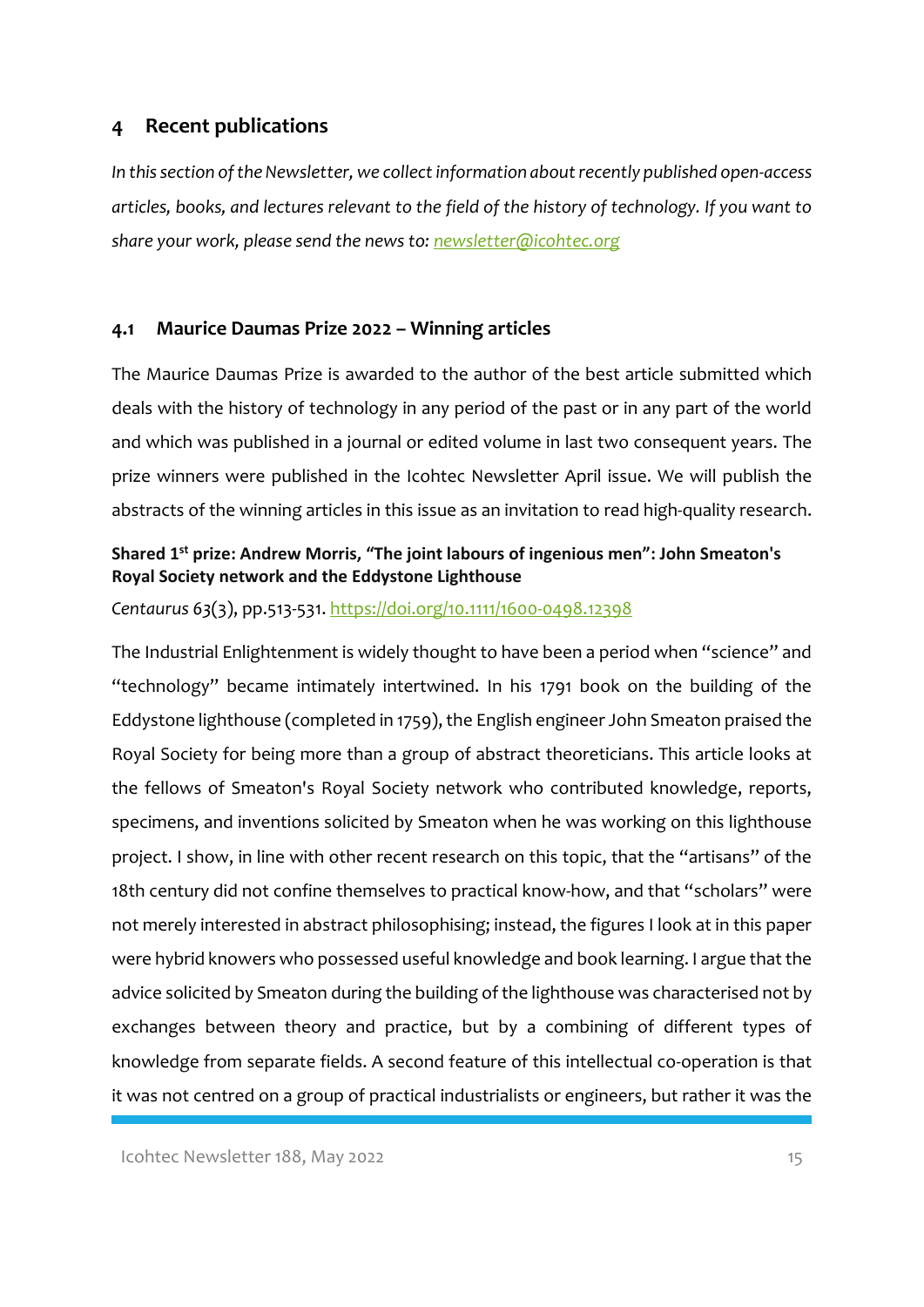## 4 Recent publications

*In this section of the Newsletter, we collect information about recently published open-access articles, books, and lectures relevant to the field of the history of technology. If you want to share your work, please send the news to: [newsletter@icohtec.org](mailto:newsletter@icohtec.org)*

### 4.1 Maurice Daumas Prize 2022 – Winning articles

The Maurice Daumas Prize is awarded to the author of the best article submitted which deals with the history of technology in any period of the past or in any part of the world and which was published in a journal or edited volume in last two consequent years. The prize winners were published in the Icohtec Newsletter April issue. We will publish the abstracts of the winning articles in this issue as an invitation to read high-quality research.

**Shared 1st prize: Andrew Morris, "The joint labours of ingenious men": John Smeaton's Royal Society network and the Eddystone Lighthouse**

*Centaurus 63*(3), pp.513-531. [https://doi.org/10.1111/1600-0498.12398](https://doi.org/10.1111/1600-0498.12398)

The Industrial Enlightenment is widely thought to have been a period when "science" and "technology" became intimately intertwined. In his 1791 book on the building of the Eddystone lighthouse (completed in 1759), the English engineer John Smeaton praised the Royal Society for being more than a group of abstract theoreticians. This article looks at the fellows of Smeaton's Royal Society network who contributed knowledge, reports, specimens, and inventions solicited by Smeaton when he was working on this lighthouse project. I show, in line with other recent research on this topic, that the "artisans" of the 18th century did not confine themselves to practical know-how, and that "scholars" were not merely interested in abstract philosophising; instead, the figures I look at in this paper were hybrid knowers who possessed useful knowledge and book learning. I argue that the advice solicited by Smeaton during the building of the lighthouse was characterised not by exchanges between theory and practice, but by a combining of different types of knowledge from separate fields. A second feature of this intellectual co-operation is that it was not centred on a group of practical industrialists or engineers, but rather it was the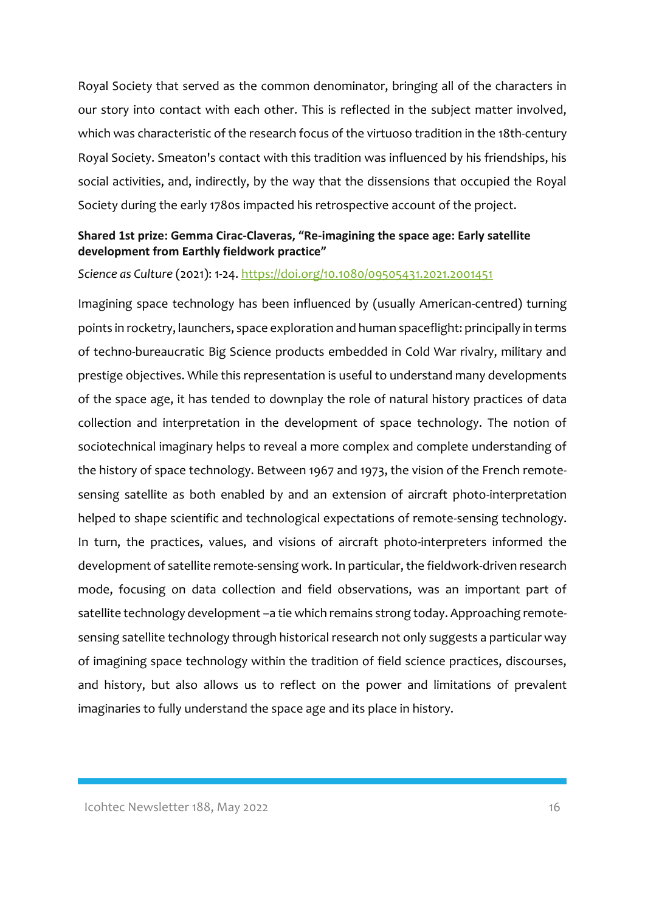Royal Society that served as the common denominator, bringing all of the characters in our story into contact with each other. This is reflected in the subject matter involved, which was characteristic of the research focus of the virtuoso tradition in the 18th-century Royal Society. Smeaton's contact with this tradition was influenced by his friendships, his social activities, and, indirectly, by the way that the dissensions that occupied the Royal Society during the early 1780s impacted his retrospective account of the project.

**Shared 1st prize: Gemma Cirac-Claveras, "Re-imagining the space age: Early satellite development from Earthly fieldwork practice"**

*Science as Culture* (2021): 1-24. https://doi.org/10.1080/09505431.2021.2001451

Imagining space technology has been influenced by (usually American-centred) turning points in rocketry, launchers, space exploration and human spaceflight: principally in terms of techno-bureaucratic Big Science products embedded in Cold War rivalry, military and prestige objectives. While this representation is useful to understand many developments of the space age, it has tended to downplay the role of natural history practices of data collection and interpretation in the development of space technology. The notion of sociotechnical imaginary helps to reveal a more complex and complete understanding of the history of space technology. Between 1967 and 1973, the vision of the French remote-sensing satellite as both enabled by and an extension of aircraft photo-interpretation helped to shape scientific and technological expectations of remote-sensing technology. In turn, the practices, values, and visions of aircraft photo-interpreters informed the development of satellite remote-sensing work. In particular, the fieldwork-driven research mode, focusing on data collection and field observations, was an important part of satellite technology development –a tie which remains strong today. Approaching remote-sensing satellite technology through historical research not only suggests a particular way of imagining space technology within the tradition of field science practices, discourses, and history, but also allows us to reflect on the power and limitations of prevalent imaginaries to fully understand the space age and its place in history.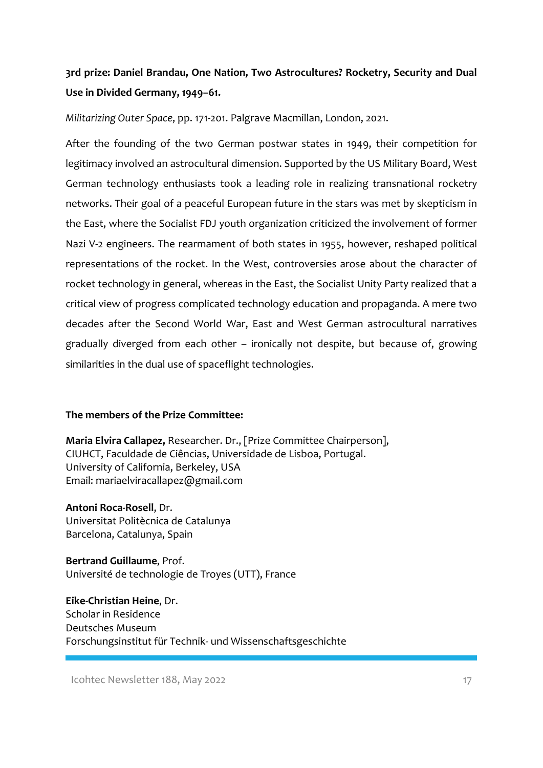**3rd prize: Daniel Brandau, One Nation, Two Astrocultures? Rocketry, Security and Dual Use in Divided Germany, 1949–61.**

*Militarizing Outer Space*, pp. 171-201. Palgrave Macmillan, London, 2021.

After the founding of the two German postwar states in 1949, their competition for legitimacy involved an astrocultural dimension. Supported by the US Military Board, West German technology enthusiasts took a leading role in realizing transnational rocketry networks. Their goal of a peaceful European future in the stars was met by skepticism in the East, where the Socialist FDJ youth organization criticized the involvement of former Nazi V-2 engineers. The rearmament of both states in 1955, however, reshaped political representations of the rocket. In the West, controversies arose about the character of rocket technology in general, whereas in the East, the Socialist Unity Party realized that a critical view of progress complicated technology education and propaganda. A mere two decades after the Second World War, East and West German astrocultural narratives gradually diverged from each other – ironically not despite, but because of, growing similarities in the dual use of spaceflight technologies.

**The members of the Prize Committee:**

**Maria Elvira Callapez,** Researcher. Dr., [Prize Committee Chairperson],
CIUHCT, Faculdade de Ciências, Universidade de Lisboa, Portugal.
University of California, Berkeley, USA
Email: mariaelviracallapez@gmail.com

**Antoni Roca-Rosell**, Dr.
Universitat Politècnica de Catalunya
Barcelona, Catalunya, Spain

**Bertrand Guillaume**, Prof.
Université de technologie de Troyes (UTT), France

**Eike-Christian Heine**, Dr.
Scholar in Residence
Deutsches Museum
Forschungsinstitut für Technik- und Wissenschaftsgeschichte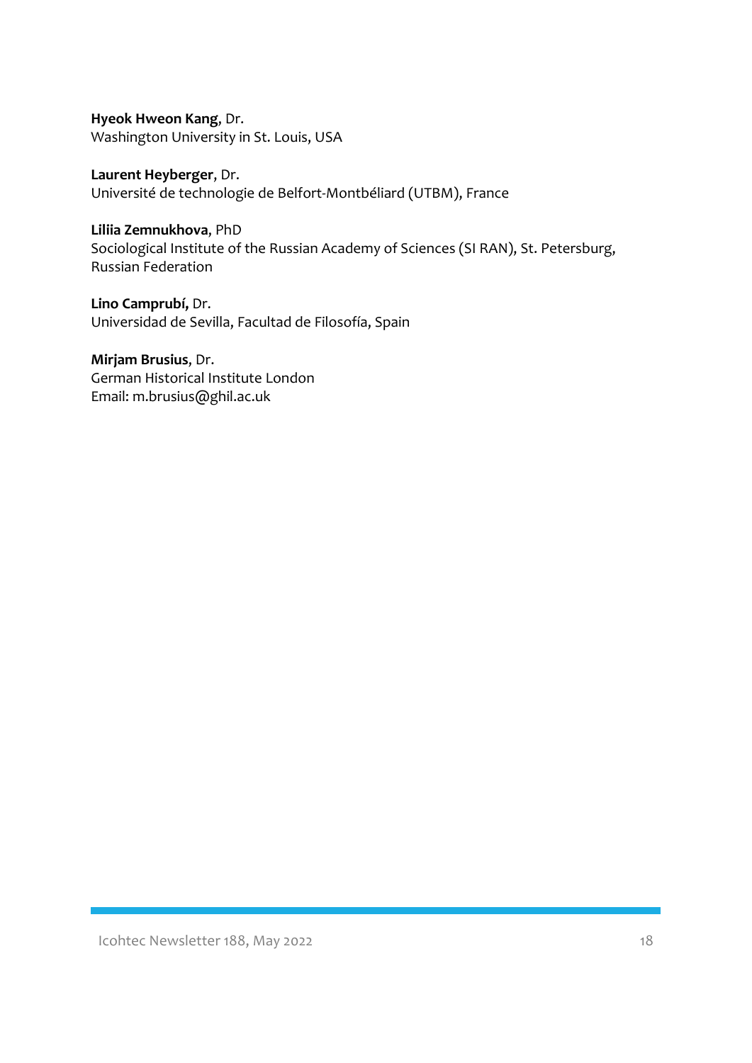**Hyeok Hweon Kang**, Dr.
Washington University in St. Louis, USA

**Laurent Heyberger**, Dr.
Université de technologie de Belfort-Montbéliard (UTBM), France

**Liliia Zemnukhova**, PhD
Sociological Institute of the Russian Academy of Sciences (SI RAN), St. Petersburg, Russian Federation

**Lino Camprubí,** Dr.
Universidad de Sevilla, Facultad de Filosofía, Spain

**Mirjam Brusius**, Dr.
German Historical Institute London
Email: m.brusius@ghil.ac.uk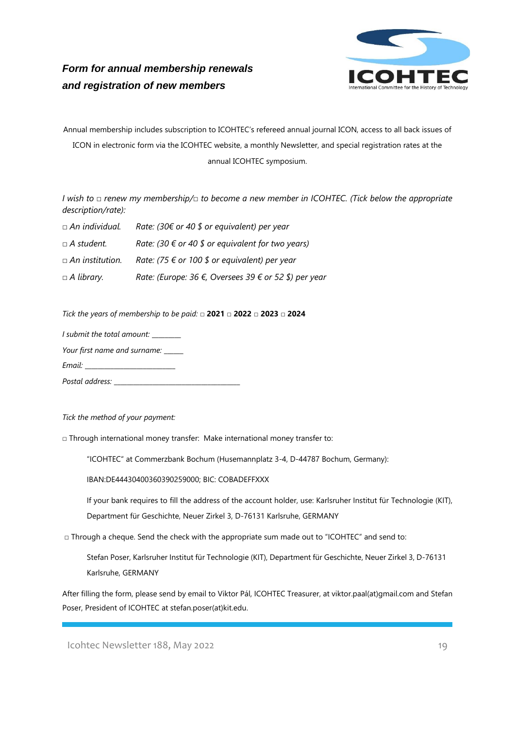### *Form for annual membership renewals and registration of new members*

ICOHTEC
International Committee for the History of Technology

Annual membership includes subscription to ICOHTEC's refereed annual journal ICON, access to all back issues of ICON in electronic form via the ICOHTEC website, a monthly Newsletter, and special registration rates at the annual ICOHTEC symposium.

*I wish to □ renew my membership/□ to become a new member in ICOHTEC. (Tick below the appropriate description/rate):*

| | |
|---|---|
| *□ An individual.* | *Rate: (30€ or 40 $ or equivalent) per year* |
| *□ A student.* | *Rate: (30 € or 40 $ or equivalent for two years)* |
| *□ An institution.* | *Rate: (75 € or 100 $ or equivalent) per year* |
| *□ A library.* | *Rate: (Europe: 36 €, Oversees 39 € or 52 $) per year* |

*Tick the years of membership to be paid:* □ **2021** □ **2022** □ **2023** □ **2024**

*I submit the total amount:* ________

*Your first name and surname:* _____

*Email:* ________________________

*Postal address:* ___________________________________

*Tick the method of your payment:*

□ Through international money transfer: Make international money transfer to:

"ICOHTEC" at Commerzbank Bochum (Husemannplatz 3-4, D-44787 Bochum, Germany):

IBAN:DE44430400360390259000; BIC: COBADEFFXXX

If your bank requires to fill the address of the account holder, use: Karlsruher Institut für Technologie (KIT), Department für Geschichte, Neuer Zirkel 3, D-76131 Karlsruhe, GERMANY

□ Through a cheque. Send the check with the appropriate sum made out to "ICOHTEC" and send to:

Stefan Poser, Karlsruher Institut für Technologie (KIT), Department für Geschichte, Neuer Zirkel 3, D-76131 Karlsruhe, GERMANY

After filling the form, please send by email to Viktor Pál, ICOHTEC Treasurer, at viktor.paal(at)gmail.com and Stefan Poser, President of ICOHTEC at stefan.poser(at)kit.edu.